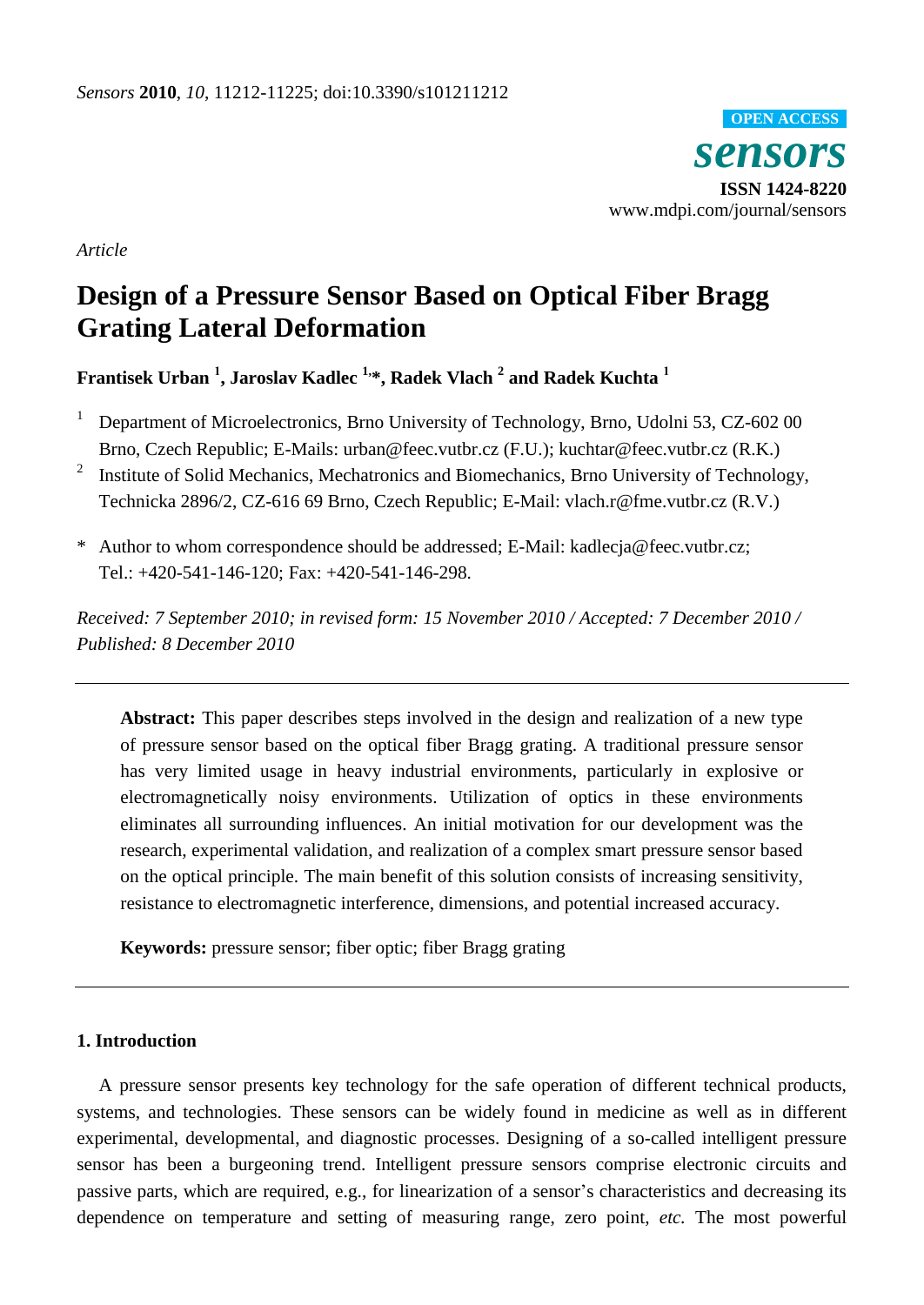*Sensors* **2010**, *10*, 11212-11225; doi:10.3390/s101211212

OPEN ACCESS

***sensors***

**ISSN 1424-8220**

www.mdpi.com/journal/sensors

*Article*

# Design of a Pressure Sensor Based on Optical Fiber Bragg Grating Lateral Deformation

**Frantisek Urban [1], Jaroslav Kadlec [1,*], Radek Vlach [2] and Radek Kuchta [1]**

[1] Department of Microelectronics, Brno University of Technology, Brno, Udolni 53, CZ-602 00 Brno, Czech Republic; E-Mails: urban@feec.vutbr.cz (F.U.); kuchtar@feec.vutbr.cz (R.K.)

[2] Institute of Solid Mechanics, Mechatronics and Biomechanics, Brno University of Technology, Technicka 2896/2, CZ-616 69 Brno, Czech Republic; E-Mail: vlach.r@fme.vutbr.cz (R.V.)

* Author to whom correspondence should be addressed; E-Mail: kadlecja@feec.vutbr.cz; Tel.: +420-541-146-120; Fax: +420-541-146-298.

*Received: 7 September 2010; in revised form: 15 November 2010 / Accepted: 7 December 2010 / Published: 8 December 2010*

**Abstract:** This paper describes steps involved in the design and realization of a new type of pressure sensor based on the optical fiber Bragg grating. A traditional pressure sensor has very limited usage in heavy industrial environments, particularly in explosive or electromagnetically noisy environments. Utilization of optics in these environments eliminates all surrounding influences. An initial motivation for our development was the research, experimental validation, and realization of a complex smart pressure sensor based on the optical principle. The main benefit of this solution consists of increasing sensitivity, resistance to electromagnetic interference, dimensions, and potential increased accuracy.

**Keywords:** pressure sensor; fiber optic; fiber Bragg grating

## 1. Introduction

A pressure sensor presents key technology for the safe operation of different technical products, systems, and technologies. These sensors can be widely found in medicine as well as in different experimental, developmental, and diagnostic processes. Designing of a so-called intelligent pressure sensor has been a burgeoning trend. Intelligent pressure sensors comprise electronic circuits and passive parts, which are required, e.g., for linearization of a sensor's characteristics and decreasing its dependence on temperature and setting of measuring range, zero point, *etc.* The most powerful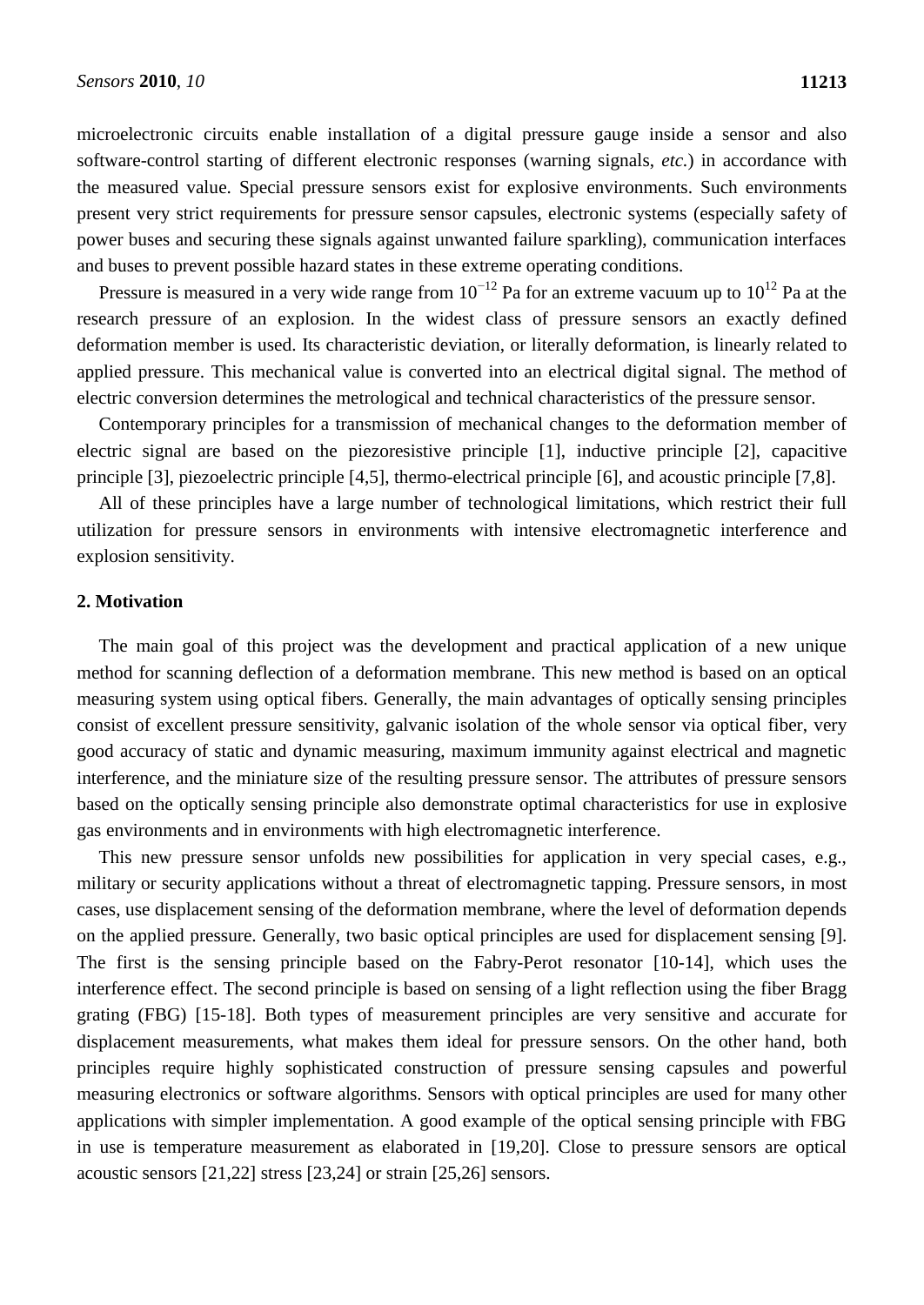microelectronic circuits enable installation of a digital pressure gauge inside a sensor and also software-control starting of different electronic responses (warning signals, *etc.*) in accordance with the measured value. Special pressure sensors exist for explosive environments. Such environments present very strict requirements for pressure sensor capsules, electronic systems (especially safety of power buses and securing these signals against unwanted failure sparkling), communication interfaces and buses to prevent possible hazard states in these extreme operating conditions.

Pressure is measured in a very wide range from $10^{-12}$ Pa for an extreme vacuum up to $10^{12}$ Pa at the research pressure of an explosion. In the widest class of pressure sensors an exactly defined deformation member is used. Its characteristic deviation, or literally deformation, is linearly related to applied pressure. This mechanical value is converted into an electrical digital signal. The method of electric conversion determines the metrological and technical characteristics of the pressure sensor.

Contemporary principles for a transmission of mechanical changes to the deformation member of electric signal are based on the piezoresistive principle [1], inductive principle [2], capacitive principle [3], piezoelectric principle [4,5], thermo-electrical principle [6], and acoustic principle [7,8].

All of these principles have a large number of technological limitations, which restrict their full utilization for pressure sensors in environments with intensive electromagnetic interference and explosion sensitivity.

## 2. Motivation

The main goal of this project was the development and practical application of a new unique method for scanning deflection of a deformation membrane. This new method is based on an optical measuring system using optical fibers. Generally, the main advantages of optically sensing principles consist of excellent pressure sensitivity, galvanic isolation of the whole sensor via optical fiber, very good accuracy of static and dynamic measuring, maximum immunity against electrical and magnetic interference, and the miniature size of the resulting pressure sensor. The attributes of pressure sensors based on the optically sensing principle also demonstrate optimal characteristics for use in explosive gas environments and in environments with high electromagnetic interference.

This new pressure sensor unfolds new possibilities for application in very special cases, e.g., military or security applications without a threat of electromagnetic tapping. Pressure sensors, in most cases, use displacement sensing of the deformation membrane, where the level of deformation depends on the applied pressure. Generally, two basic optical principles are used for displacement sensing [9]. The first is the sensing principle based on the Fabry-Perot resonator [10-14], which uses the interference effect. The second principle is based on sensing of a light reflection using the fiber Bragg grating (FBG) [15-18]. Both types of measurement principles are very sensitive and accurate for displacement measurements, what makes them ideal for pressure sensors. On the other hand, both principles require highly sophisticated construction of pressure sensing capsules and powerful measuring electronics or software algorithms. Sensors with optical principles are used for many other applications with simpler implementation. A good example of the optical sensing principle with FBG in use is temperature measurement as elaborated in [19,20]. Close to pressure sensors are optical acoustic sensors [21,22] stress [23,24] or strain [25,26] sensors.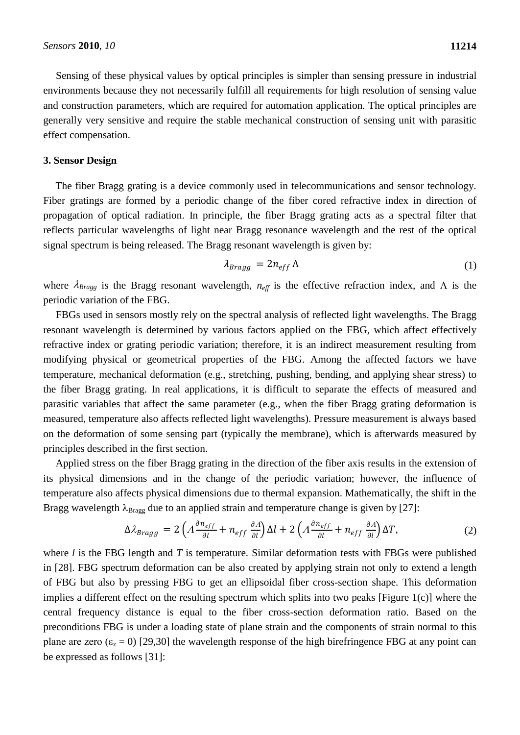Sensing of these physical values by optical principles is simpler than sensing pressure in industrial environments because they not necessarily fulfill all requirements for high resolution of sensing value and construction parameters, which are required for automation application. The optical principles are generally very sensitive and require the stable mechanical construction of sensing unit with parasitic effect compensation.

## 3. Sensor Design

The fiber Bragg grating is a device commonly used in telecommunications and sensor technology. Fiber gratings are formed by a periodic change of the fiber cored refractive index in direction of propagation of optical radiation. In principle, the fiber Bragg grating acts as a spectral filter that reflects particular wavelengths of light near Bragg resonance wavelength and the rest of the optical signal spectrum is being released. The Bragg resonant wavelength is given by:

$$\lambda_{Bragg} = 2n_{eff}\,\Lambda \tag{1}$$

where $\lambda_{Bragg}$ is the Bragg resonant wavelength, $n_{eff}$ is the effective refraction index, and $\Lambda$ is the periodic variation of the FBG.

FBGs used in sensors mostly rely on the spectral analysis of reflected light wavelengths. The Bragg resonant wavelength is determined by various factors applied on the FBG, which affect effectively refractive index or grating periodic variation; therefore, it is an indirect measurement resulting from modifying physical or geometrical properties of the FBG. Among the affected factors we have temperature, mechanical deformation (e.g., stretching, pushing, bending, and applying shear stress) to the fiber Bragg grating. In real applications, it is difficult to separate the effects of measured and parasitic variables that affect the same parameter (e.g., when the fiber Bragg grating deformation is measured, temperature also affects reflected light wavelengths). Pressure measurement is always based on the deformation of some sensing part (typically the membrane), which is afterwards measured by principles described in the first section.

Applied stress on the fiber Bragg grating in the direction of the fiber axis results in the extension of its physical dimensions and in the change of the periodic variation; however, the influence of temperature also affects physical dimensions due to thermal expansion. Mathematically, the shift in the Bragg wavelength $\lambda_{Bragg}$ due to an applied strain and temperature change is given by [27]:

$$\Delta\lambda_{Bragg} = 2\left(\Lambda\frac{\partial n_{eff}}{\partial l} + n_{eff}\,\frac{\partial \Lambda}{\partial l}\right)\Delta l + 2\left(\Lambda\frac{\partial n_{eff}}{\partial l} + n_{eff}\,\frac{\partial \Lambda}{\partial l}\right)\Delta T, \tag{2}$$

where $l$ is the FBG length and $T$ is temperature. Similar deformation tests with FBGs were published in [28]. FBG spectrum deformation can be also created by applying strain not only to extend a length of FBG but also by pressing FBG to get an ellipsoidal fiber cross-section shape. This deformation implies a different effect on the resulting spectrum which splits into two peaks [Figure 1(c)] where the central frequency distance is equal to the fiber cross-section deformation ratio. Based on the preconditions FBG is under a loading state of plane strain and the components of strain normal to this plane are zero ($\varepsilon_z = 0$) [29,30] the wavelength response of the high birefringence FBG at any point can be expressed as follows [31]: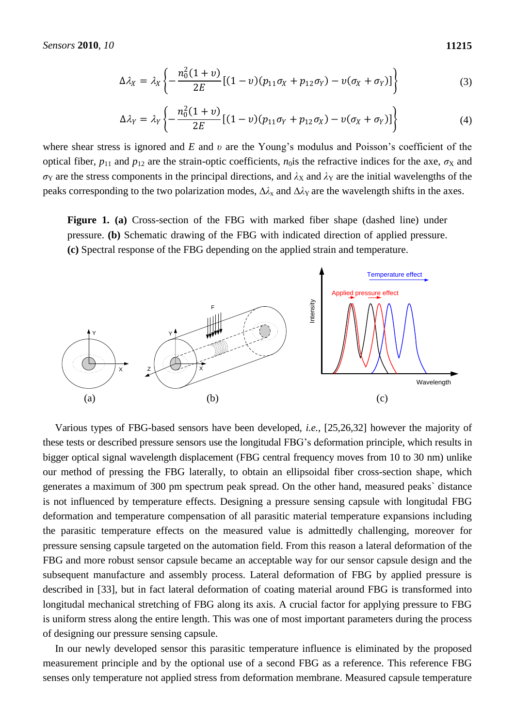$$\Delta\lambda_X = \lambda_X \left\{ -\frac{n_0^2(1+\upsilon)}{2E} [(1-\upsilon)(p_{11}\sigma_X + p_{12}\sigma_Y) - \upsilon(\sigma_X + \sigma_Y)] \right\} \tag{3}$$

$$\Delta\lambda_Y = \lambda_Y \left\{ -\frac{n_0^2(1+\upsilon)}{2E} [(1-\upsilon)(p_{11}\sigma_Y + p_{12}\sigma_X) - \upsilon(\sigma_X + \sigma_Y)] \right\} \tag{4}$$

where shear stress is ignored and $E$ and $\upsilon$ are the Young's modulus and Poisson's coefficient of the optical fiber, $p_{11}$ and $p_{12}$ are the strain-optic coefficients, $n_0$is the refractive indices for the axe, $\sigma_X$ and $\sigma_Y$ are the stress components in the principal directions, and $\lambda_X$ and $\lambda_Y$ are the initial wavelengths of the peaks corresponding to the two polarization modes, $\Delta\lambda_x$ and $\Delta\lambda_Y$ are the wavelength shifts in the axes.

**Figure 1. (a)** Cross-section of the FBG with marked fiber shape (dashed line) under pressure. **(b)** Schematic drawing of the FBG with indicated direction of applied pressure. **(c)** Spectral response of the FBG depending on the applied strain and temperature.

Various types of FBG-based sensors have been developed, *i.e.*, [25,26,32] however the majority of these tests or described pressure sensors use the longitudal FBG's deformation principle, which results in bigger optical signal wavelength displacement (FBG central frequency moves from 10 to 30 nm) unlike our method of pressing the FBG laterally, to obtain an ellipsoidal fiber cross-section shape, which generates a maximum of 300 pm spectrum peak spread. On the other hand, measured peaks` distance is not influenced by temperature effects. Designing a pressure sensing capsule with longitudal FBG deformation and temperature compensation of all parasitic material temperature expansions including the parasitic temperature effects on the measured value is admittedly challenging, moreover for pressure sensing capsule targeted on the automation field. From this reason a lateral deformation of the FBG and more robust sensor capsule became an acceptable way for our sensor capsule design and the subsequent manufacture and assembly process. Lateral deformation of FBG by applied pressure is described in [33], but in fact lateral deformation of coating material around FBG is transformed into longitudal mechanical stretching of FBG along its axis. A crucial factor for applying pressure to FBG is uniform stress along the entire length. This was one of most important parameters during the process of designing our pressure sensing capsule.

In our newly developed sensor this parasitic temperature influence is eliminated by the proposed measurement principle and by the optional use of a second FBG as a reference. This reference FBG senses only temperature not applied stress from deformation membrane. Measured capsule temperature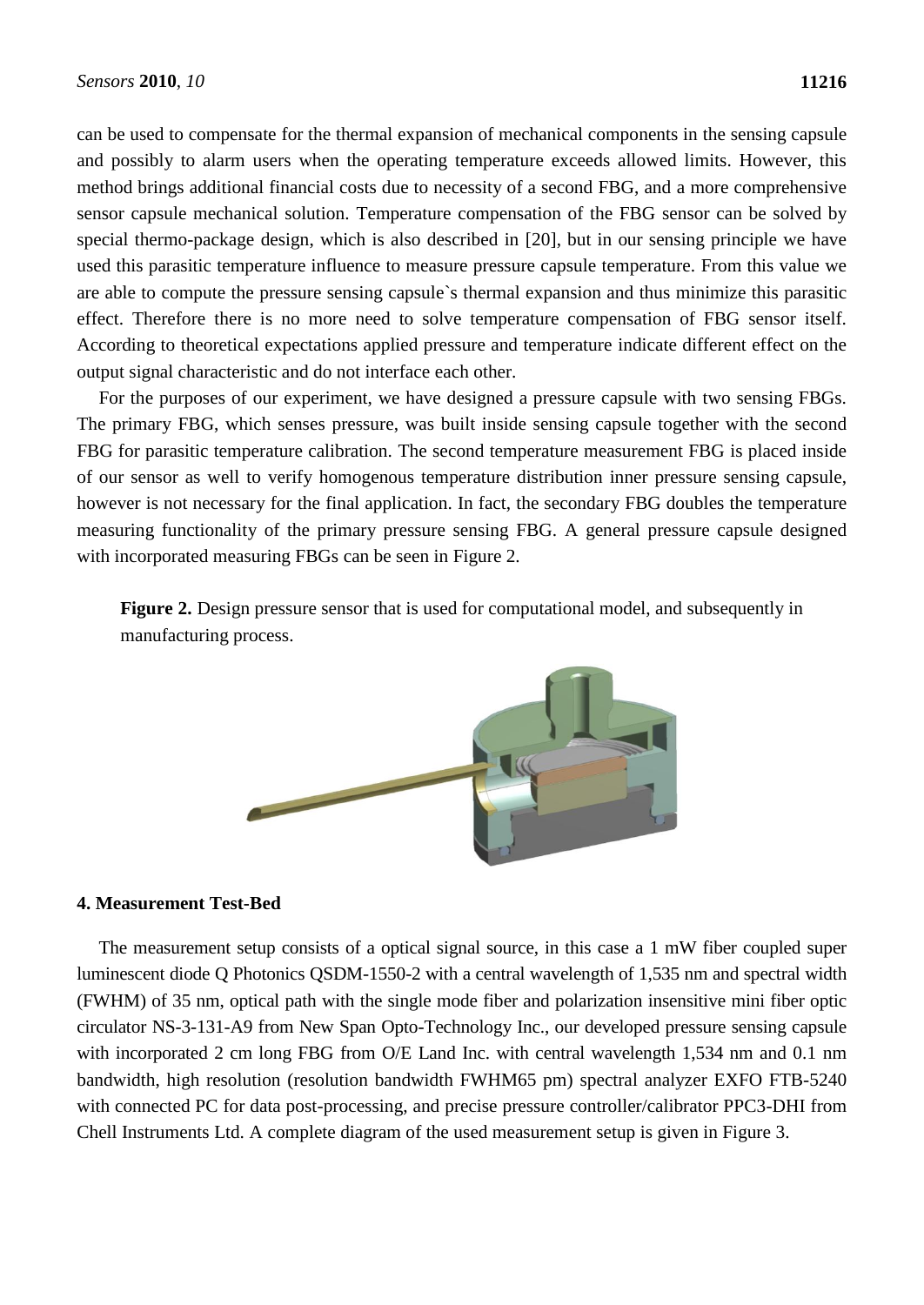can be used to compensate for the thermal expansion of mechanical components in the sensing capsule and possibly to alarm users when the operating temperature exceeds allowed limits. However, this method brings additional financial costs due to necessity of a second FBG, and a more comprehensive sensor capsule mechanical solution. Temperature compensation of the FBG sensor can be solved by special thermo-package design, which is also described in [20], but in our sensing principle we have used this parasitic temperature influence to measure pressure capsule temperature. From this value we are able to compute the pressure sensing capsule`s thermal expansion and thus minimize this parasitic effect. Therefore there is no more need to solve temperature compensation of FBG sensor itself. According to theoretical expectations applied pressure and temperature indicate different effect on the output signal characteristic and do not interface each other.

For the purposes of our experiment, we have designed a pressure capsule with two sensing FBGs. The primary FBG, which senses pressure, was built inside sensing capsule together with the second FBG for parasitic temperature calibration. The second temperature measurement FBG is placed inside of our sensor as well to verify homogenous temperature distribution inner pressure sensing capsule, however is not necessary for the final application. In fact, the secondary FBG doubles the temperature measuring functionality of the primary pressure sensing FBG. A general pressure capsule designed with incorporated measuring FBGs can be seen in Figure 2.

**Figure 2.** Design pressure sensor that is used for computational model, and subsequently in manufacturing process.

## 4. Measurement Test-Bed

The measurement setup consists of a optical signal source, in this case a 1 mW fiber coupled super luminescent diode Q Photonics QSDM-1550-2 with a central wavelength of 1,535 nm and spectral width (FWHM) of 35 nm, optical path with the single mode fiber and polarization insensitive mini fiber optic circulator NS-3-131-A9 from New Span Opto-Technology Inc., our developed pressure sensing capsule with incorporated 2 cm long FBG from O/E Land Inc. with central wavelength 1,534 nm and 0.1 nm bandwidth, high resolution (resolution bandwidth FWHM65 pm) spectral analyzer EXFO FTB-5240 with connected PC for data post-processing, and precise pressure controller/calibrator PPC3-DHI from Chell Instruments Ltd. A complete diagram of the used measurement setup is given in Figure 3.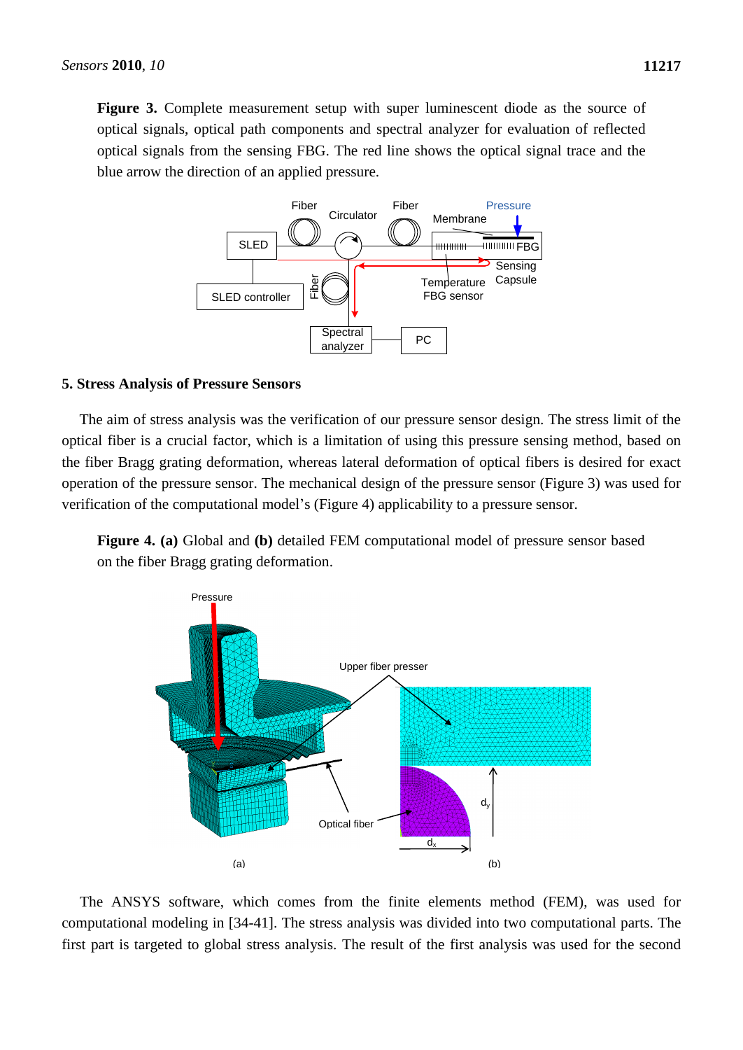**Figure 3.** Complete measurement setup with super luminescent diode as the source of optical signals, optical path components and spectral analyzer for evaluation of reflected optical signals from the sensing FBG. The red line shows the optical signal trace and the blue arrow the direction of an applied pressure.

## 5. Stress Analysis of Pressure Sensors

The aim of stress analysis was the verification of our pressure sensor design. The stress limit of the optical fiber is a crucial factor, which is a limitation of using this pressure sensing method, based on the fiber Bragg grating deformation, whereas lateral deformation of optical fibers is desired for exact operation of the pressure sensor. The mechanical design of the pressure sensor (Figure 3) was used for verification of the computational model's (Figure 4) applicability to a pressure sensor.

**Figure 4. (a)** Global and **(b)** detailed FEM computational model of pressure sensor based on the fiber Bragg grating deformation.

The ANSYS software, which comes from the finite elements method (FEM), was used for computational modeling in [34-41]. The stress analysis was divided into two computational parts. The first part is targeted to global stress analysis. The result of the first analysis was used for the second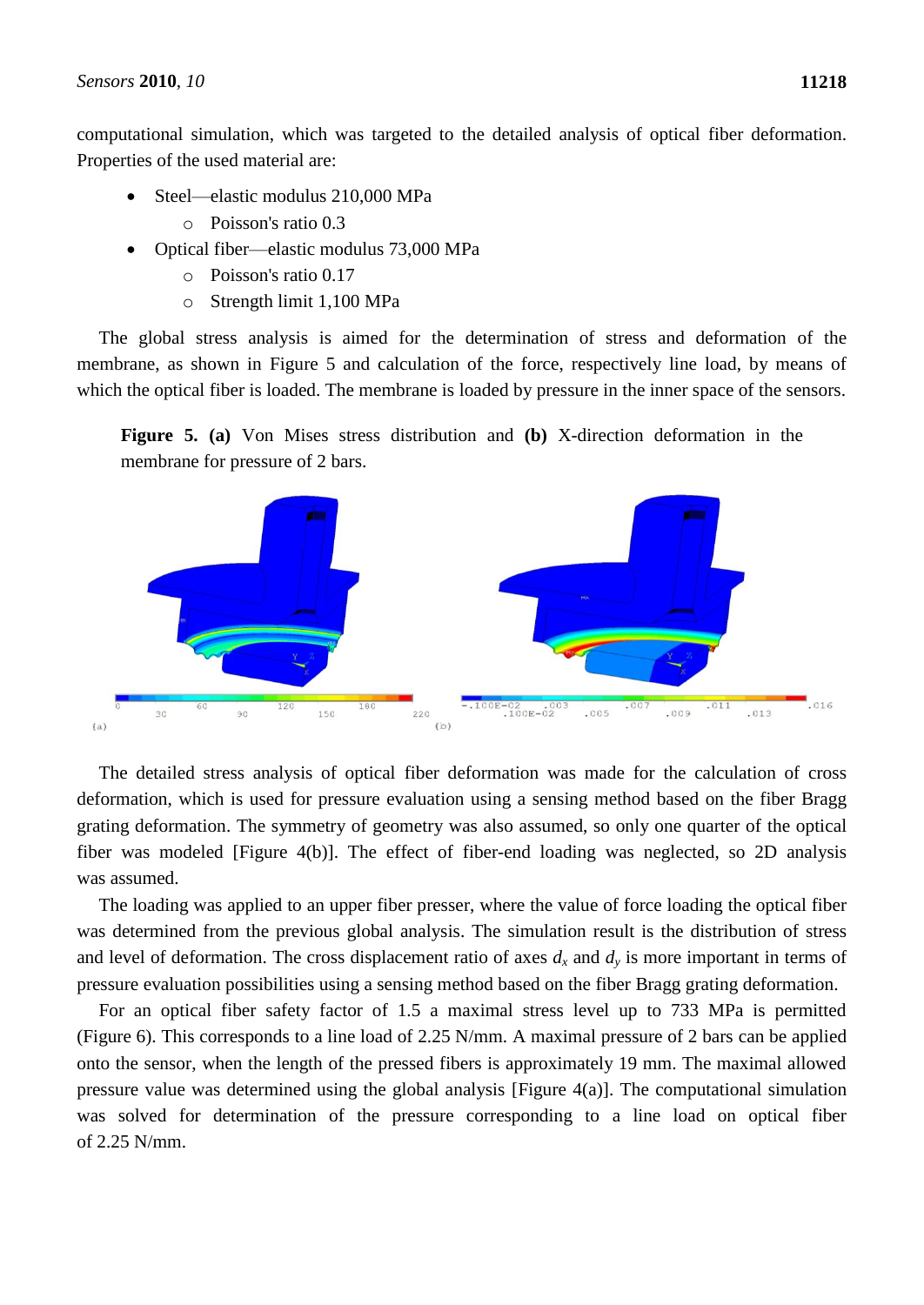computational simulation, which was targeted to the detailed analysis of optical fiber deformation. Properties of the used material are:

- Steel—elastic modulus 210,000 MPa
    - Poisson's ratio 0.3
- Optical fiber—elastic modulus 73,000 MPa
    - Poisson's ratio 0.17
    - Strength limit 1,100 MPa

The global stress analysis is aimed for the determination of stress and deformation of the membrane, as shown in Figure 5 and calculation of the force, respectively line load, by means of which the optical fiber is loaded. The membrane is loaded by pressure in the inner space of the sensors.

**Figure 5. (a)** Von Mises stress distribution and **(b)** X-direction deformation in the membrane for pressure of 2 bars.

The detailed stress analysis of optical fiber deformation was made for the calculation of cross deformation, which is used for pressure evaluation using a sensing method based on the fiber Bragg grating deformation. The symmetry of geometry was also assumed, so only one quarter of the optical fiber was modeled [Figure 4(b)]. The effect of fiber-end loading was neglected, so 2D analysis was assumed.

The loading was applied to an upper fiber presser, where the value of force loading the optical fiber was determined from the previous global analysis. The simulation result is the distribution of stress and level of deformation. The cross displacement ratio of axes $d_x$ and $d_y$ is more important in terms of pressure evaluation possibilities using a sensing method based on the fiber Bragg grating deformation.

For an optical fiber safety factor of 1.5 a maximal stress level up to 733 MPa is permitted (Figure 6). This corresponds to a line load of 2.25 N/mm. A maximal pressure of 2 bars can be applied onto the sensor, when the length of the pressed fibers is approximately 19 mm. The maximal allowed pressure value was determined using the global analysis [Figure 4(a)]. The computational simulation was solved for determination of the pressure corresponding to a line load on optical fiber of 2.25 N/mm.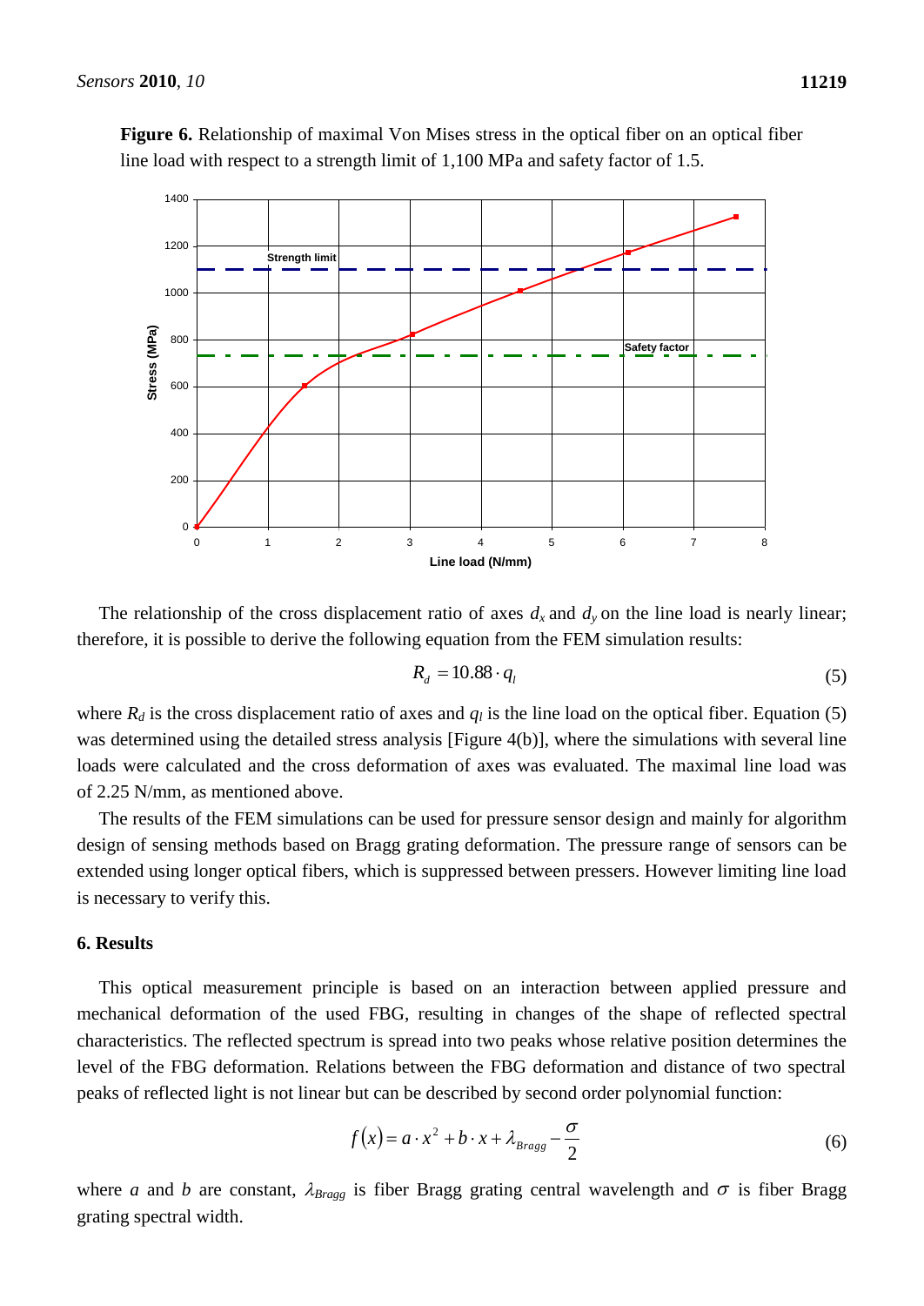**Figure 6.** Relationship of maximal Von Mises stress in the optical fiber on an optical fiber line load with respect to a strength limit of 1,100 MPa and safety factor of 1.5.

The relationship of the cross displacement ratio of axes $d_x$ and $d_y$ on the line load is nearly linear; therefore, it is possible to derive the following equation from the FEM simulation results:

$$R_d = 10.88 \cdot q_l \tag{5}$$

where $R_d$ is the cross displacement ratio of axes and $q_l$ is the line load on the optical fiber. Equation (5) was determined using the detailed stress analysis [Figure 4(b)], where the simulations with several line loads were calculated and the cross deformation of axes was evaluated. The maximal line load was of 2.25 N/mm, as mentioned above.

The results of the FEM simulations can be used for pressure sensor design and mainly for algorithm design of sensing methods based on Bragg grating deformation. The pressure range of sensors can be extended using longer optical fibers, which is suppressed between pressers. However limiting line load is necessary to verify this.

## 6. Results

This optical measurement principle is based on an interaction between applied pressure and mechanical deformation of the used FBG, resulting in changes of the shape of reflected spectral characteristics. The reflected spectrum is spread into two peaks whose relative position determines the level of the FBG deformation. Relations between the FBG deformation and distance of two spectral peaks of reflected light is not linear but can be described by second order polynomial function:

$$f(x) = a \cdot x^2 + b \cdot x + \lambda_{Bragg} - \frac{\sigma}{2} \tag{6}$$

where $a$ and $b$ are constant, $\lambda_{Bragg}$ is fiber Bragg grating central wavelength and $\sigma$ is fiber Bragg grating spectral width.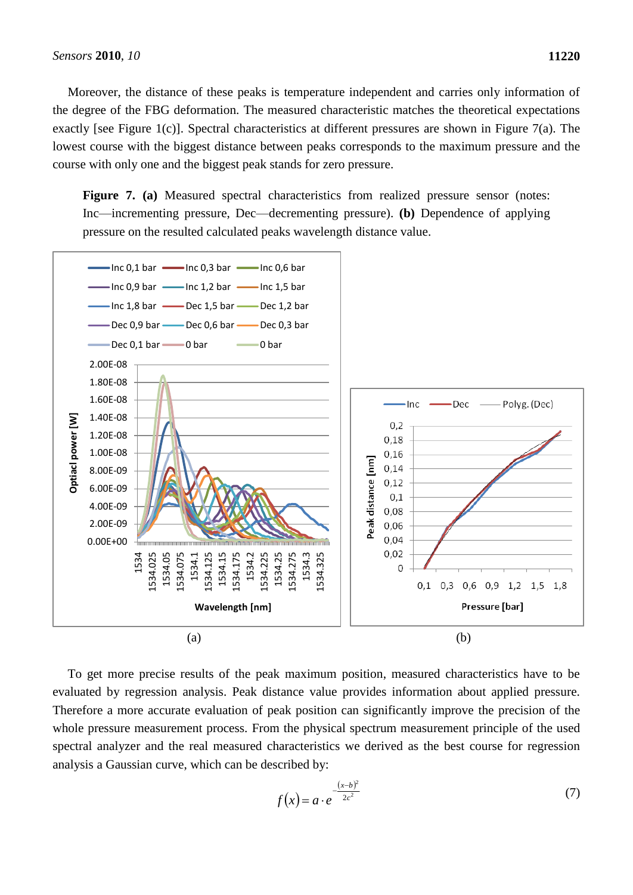Moreover, the distance of these peaks is temperature independent and carries only information of the degree of the FBG deformation. The measured characteristic matches the theoretical expectations exactly [see Figure 1(c)]. Spectral characteristics at different pressures are shown in Figure 7(a). The lowest course with the biggest distance between peaks corresponds to the maximum pressure and the course with only one and the biggest peak stands for zero pressure.

**Figure 7.** **(a)** Measured spectral characteristics from realized pressure sensor (notes: Inc—incrementing pressure, Dec—decrementing pressure). **(b)** Dependence of applying pressure on the resulted calculated peaks wavelength distance value.

(a) (b)

To get more precise results of the peak maximum position, measured characteristics have to be evaluated by regression analysis. Peak distance value provides information about applied pressure. Therefore a more accurate evaluation of peak position can significantly improve the precision of the whole pressure measurement process. From the physical spectrum measurement principle of the used spectral analyzer and the real measured characteristics we derived as the best course for regression analysis a Gaussian curve, which can be described by:

$$f(x) = a \cdot e^{-\frac{(x-b)^2}{2c^2}} \tag{7}$$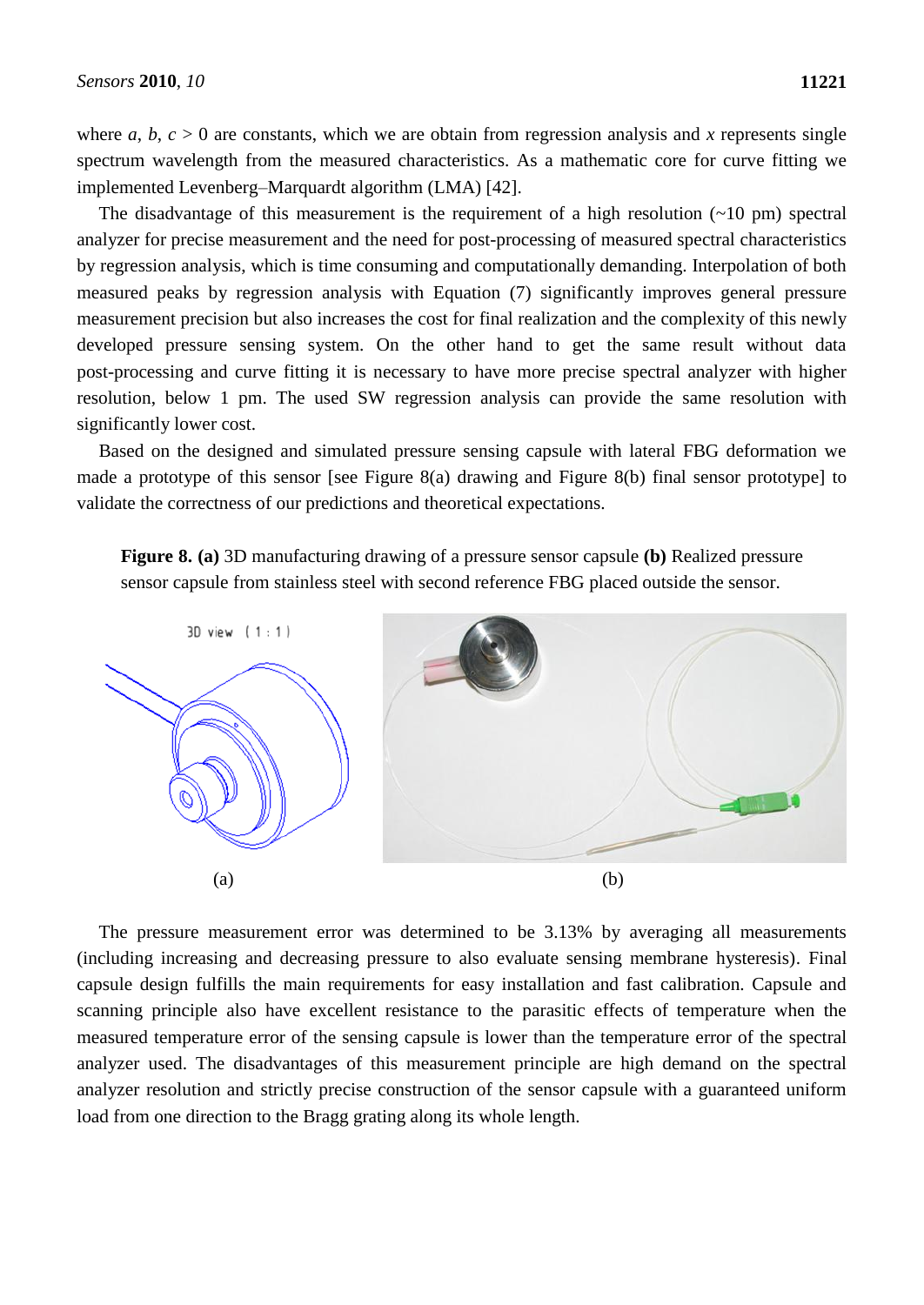where $a$, $b$, $c > 0$ are constants, which we are obtain from regression analysis and $x$ represents single spectrum wavelength from the measured characteristics. As a mathematic core for curve fitting we implemented Levenberg–Marquardt algorithm (LMA) [42].

The disadvantage of this measurement is the requirement of a high resolution (~10 pm) spectral analyzer for precise measurement and the need for post-processing of measured spectral characteristics by regression analysis, which is time consuming and computationally demanding. Interpolation of both measured peaks by regression analysis with Equation (7) significantly improves general pressure measurement precision but also increases the cost for final realization and the complexity of this newly developed pressure sensing system. On the other hand to get the same result without data post-processing and curve fitting it is necessary to have more precise spectral analyzer with higher resolution, below 1 pm. The used SW regression analysis can provide the same resolution with significantly lower cost.

Based on the designed and simulated pressure sensing capsule with lateral FBG deformation we made a prototype of this sensor [see Figure 8(a) drawing and Figure 8(b) final sensor prototype] to validate the correctness of our predictions and theoretical expectations.

**Figure 8. (a)** 3D manufacturing drawing of a pressure sensor capsule **(b)** Realized pressure sensor capsule from stainless steel with second reference FBG placed outside the sensor.

(a) (b)

The pressure measurement error was determined to be 3.13% by averaging all measurements (including increasing and decreasing pressure to also evaluate sensing membrane hysteresis). Final capsule design fulfills the main requirements for easy installation and fast calibration. Capsule and scanning principle also have excellent resistance to the parasitic effects of temperature when the measured temperature error of the sensing capsule is lower than the temperature error of the spectral analyzer used. The disadvantages of this measurement principle are high demand on the spectral analyzer resolution and strictly precise construction of the sensor capsule with a guaranteed uniform load from one direction to the Bragg grating along its whole length.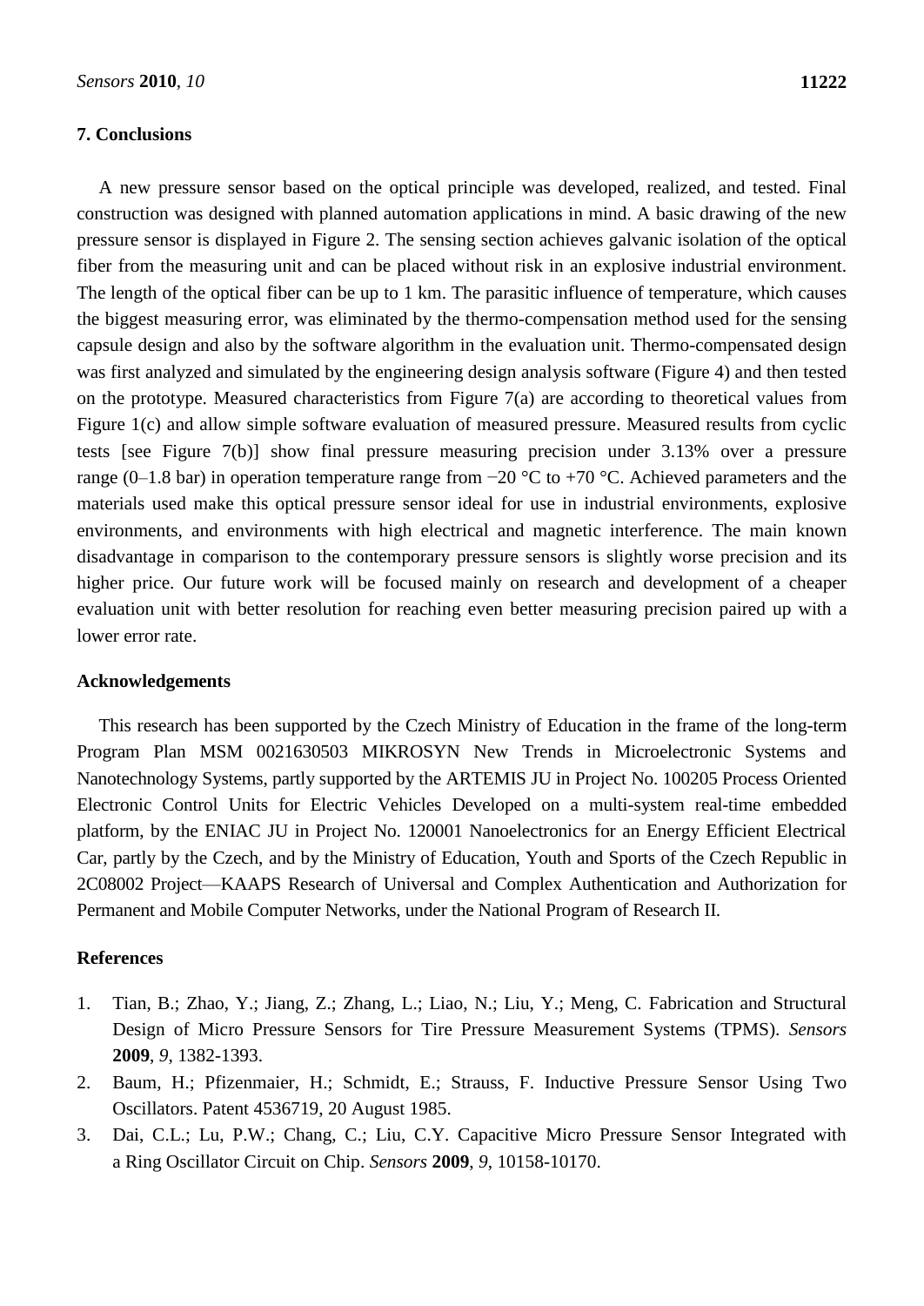## 7. Conclusions

A new pressure sensor based on the optical principle was developed, realized, and tested. Final construction was designed with planned automation applications in mind. A basic drawing of the new pressure sensor is displayed in Figure 2. The sensing section achieves galvanic isolation of the optical fiber from the measuring unit and can be placed without risk in an explosive industrial environment. The length of the optical fiber can be up to 1 km. The parasitic influence of temperature, which causes the biggest measuring error, was eliminated by the thermo-compensation method used for the sensing capsule design and also by the software algorithm in the evaluation unit. Thermo-compensated design was first analyzed and simulated by the engineering design analysis software (Figure 4) and then tested on the prototype. Measured characteristics from Figure 7(a) are according to theoretical values from Figure 1(c) and allow simple software evaluation of measured pressure. Measured results from cyclic tests [see Figure 7(b)] show final pressure measuring precision under 3.13% over a pressure range (0–1.8 bar) in operation temperature range from −20 °C to +70 °C. Achieved parameters and the materials used make this optical pressure sensor ideal for use in industrial environments, explosive environments, and environments with high electrical and magnetic interference. The main known disadvantage in comparison to the contemporary pressure sensors is slightly worse precision and its higher price. Our future work will be focused mainly on research and development of a cheaper evaluation unit with better resolution for reaching even better measuring precision paired up with a lower error rate.

## Acknowledgements

This research has been supported by the Czech Ministry of Education in the frame of the long-term Program Plan MSM 0021630503 MIKROSYN New Trends in Microelectronic Systems and Nanotechnology Systems, partly supported by the ARTEMIS JU in Project No. 100205 Process Oriented Electronic Control Units for Electric Vehicles Developed on a multi-system real-time embedded platform, by the ENIAC JU in Project No. 120001 Nanoelectronics for an Energy Efficient Electrical Car, partly by the Czech, and by the Ministry of Education, Youth and Sports of the Czech Republic in 2C08002 Project—KAAPS Research of Universal and Complex Authentication and Authorization for Permanent and Mobile Computer Networks, under the National Program of Research II.

## References

1. Tian, B.; Zhao, Y.; Jiang, Z.; Zhang, L.; Liao, N.; Liu, Y.; Meng, C. Fabrication and Structural Design of Micro Pressure Sensors for Tire Pressure Measurement Systems (TPMS). *Sensors* **2009**, *9*, 1382-1393.
2. Baum, H.; Pfizenmaier, H.; Schmidt, E.; Strauss, F. Inductive Pressure Sensor Using Two Oscillators. Patent 4536719, 20 August 1985.
3. Dai, C.L.; Lu, P.W.; Chang, C.; Liu, C.Y. Capacitive Micro Pressure Sensor Integrated with a Ring Oscillator Circuit on Chip. *Sensors* **2009**, *9*, 10158-10170.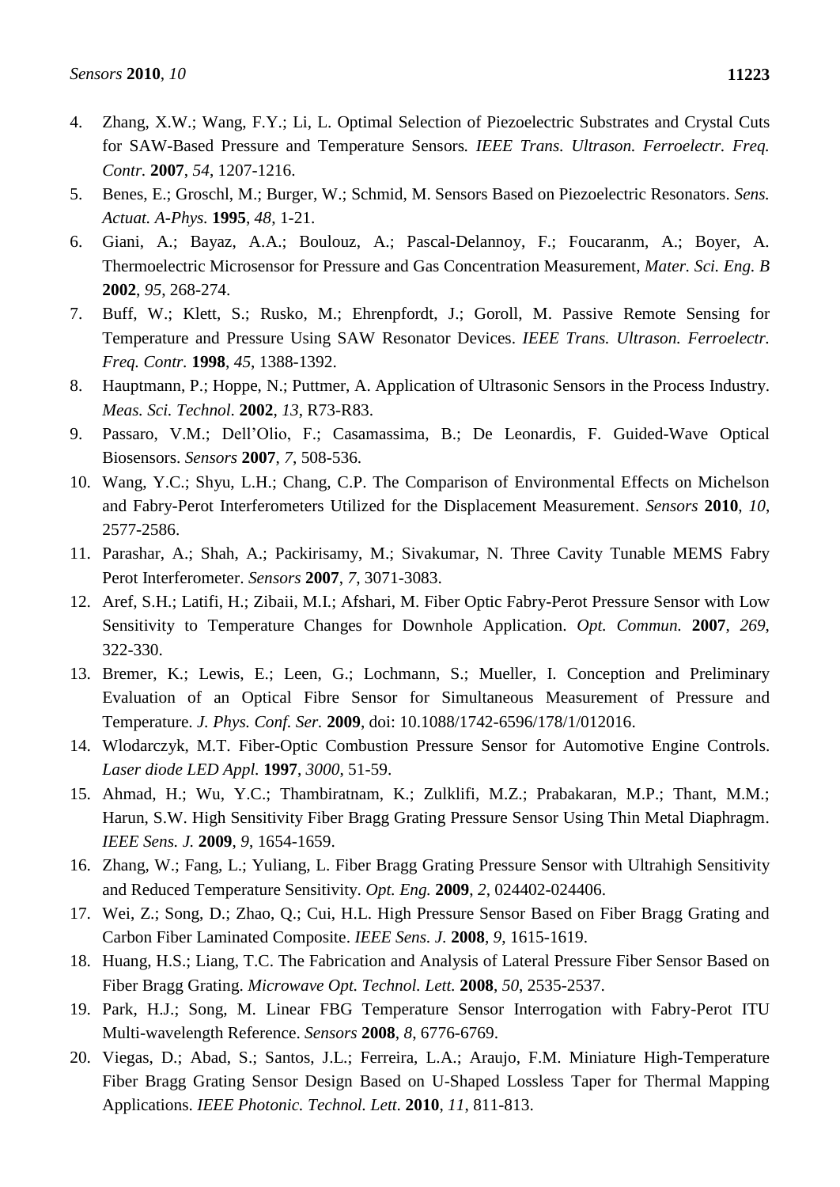4. Zhang, X.W.; Wang, F.Y.; Li, L. Optimal Selection of Piezoelectric Substrates and Crystal Cuts for SAW-Based Pressure and Temperature Sensors. *IEEE Trans. Ultrason. Ferroelectr. Freq. Contr.* **2007**, *54*, 1207-1216.
5. Benes, E.; Groschl, M.; Burger, W.; Schmid, M. Sensors Based on Piezoelectric Resonators. *Sens. Actuat. A-Phys.* **1995**, *48*, 1-21.
6. Giani, A.; Bayaz, A.A.; Boulouz, A.; Pascal-Delannoy, F.; Foucaranm, A.; Boyer, A. Thermoelectric Microsensor for Pressure and Gas Concentration Measurement, *Mater. Sci. Eng. B* **2002**, *95*, 268-274.
7. Buff, W.; Klett, S.; Rusko, M.; Ehrenpfordt, J.; Goroll, M. Passive Remote Sensing for Temperature and Pressure Using SAW Resonator Devices. *IEEE Trans. Ultrason. Ferroelectr. Freq. Contr.* **1998**, *45*, 1388-1392.
8. Hauptmann, P.; Hoppe, N.; Puttmer, A. Application of Ultrasonic Sensors in the Process Industry. *Meas. Sci. Technol.* **2002**, *13*, R73-R83.
9. Passaro, V.M.; Dell'Olio, F.; Casamassima, B.; De Leonardis, F. Guided-Wave Optical Biosensors. *Sensors* **2007**, *7*, 508-536.
10. Wang, Y.C.; Shyu, L.H.; Chang, C.P. The Comparison of Environmental Effects on Michelson and Fabry-Perot Interferometers Utilized for the Displacement Measurement. *Sensors* **2010**, *10*, 2577-2586.
11. Parashar, A.; Shah, A.; Packirisamy, M.; Sivakumar, N. Three Cavity Tunable MEMS Fabry Perot Interferometer. *Sensors* **2007**, *7*, 3071-3083.
12. Aref, S.H.; Latifi, H.; Zibaii, M.I.; Afshari, M. Fiber Optic Fabry-Perot Pressure Sensor with Low Sensitivity to Temperature Changes for Downhole Application. *Opt. Commun.* **2007**, *269*, 322-330.
13. Bremer, K.; Lewis, E.; Leen, G.; Lochmann, S.; Mueller, I. Conception and Preliminary Evaluation of an Optical Fibre Sensor for Simultaneous Measurement of Pressure and Temperature. *J. Phys. Conf. Ser.* **2009**, doi: 10.1088/1742-6596/178/1/012016.
14. Wlodarczyk, M.T. Fiber-Optic Combustion Pressure Sensor for Automotive Engine Controls. *Laser diode LED Appl.* **1997**, *3000*, 51-59.
15. Ahmad, H.; Wu, Y.C.; Thambiratnam, K.; Zulklifi, M.Z.; Prabakaran, M.P.; Thant, M.M.; Harun, S.W. High Sensitivity Fiber Bragg Grating Pressure Sensor Using Thin Metal Diaphragm. *IEEE Sens. J.* **2009**, *9*, 1654-1659.
16. Zhang, W.; Fang, L.; Yuliang, L. Fiber Bragg Grating Pressure Sensor with Ultrahigh Sensitivity and Reduced Temperature Sensitivity. *Opt. Eng.* **2009**, *2*, 024402-024406.
17. Wei, Z.; Song, D.; Zhao, Q.; Cui, H.L. High Pressure Sensor Based on Fiber Bragg Grating and Carbon Fiber Laminated Composite. *IEEE Sens. J.* **2008**, *9*, 1615-1619.
18. Huang, H.S.; Liang, T.C. The Fabrication and Analysis of Lateral Pressure Fiber Sensor Based on Fiber Bragg Grating. *Microwave Opt. Technol. Lett.* **2008**, *50*, 2535-2537.
19. Park, H.J.; Song, M. Linear FBG Temperature Sensor Interrogation with Fabry-Perot ITU Multi-wavelength Reference. *Sensors* **2008**, *8*, 6776-6769.
20. Viegas, D.; Abad, S.; Santos, J.L.; Ferreira, L.A.; Araujo, F.M. Miniature High-Temperature Fiber Bragg Grating Sensor Design Based on U-Shaped Lossless Taper for Thermal Mapping Applications. *IEEE Photonic. Technol. Lett.* **2010**, *11*, 811-813.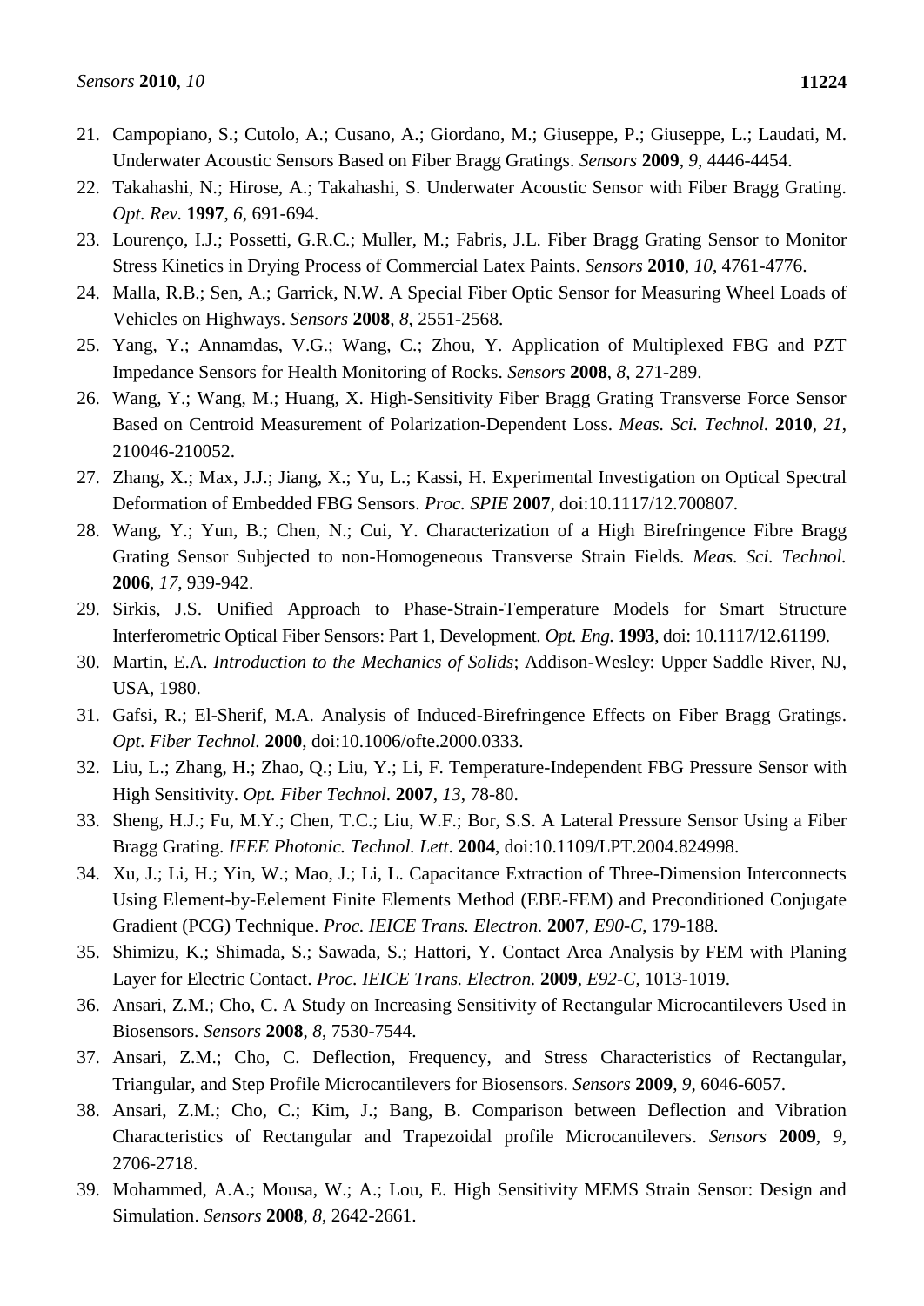21. Campopiano, S.; Cutolo, A.; Cusano, A.; Giordano, M.; Giuseppe, P.; Giuseppe, L.; Laudati, M. Underwater Acoustic Sensors Based on Fiber Bragg Gratings. *Sensors* **2009**, *9*, 4446-4454.
22. Takahashi, N.; Hirose, A.; Takahashi, S. Underwater Acoustic Sensor with Fiber Bragg Grating. *Opt. Rev*. **1997**, *6*, 691-694.
23. Lourenço, I.J.; Possetti, G.R.C.; Muller, M.; Fabris, J.L. Fiber Bragg Grating Sensor to Monitor Stress Kinetics in Drying Process of Commercial Latex Paints. *Sensors* **2010**, *10*, 4761-4776.
24. Malla, R.B.; Sen, A.; Garrick, N.W. A Special Fiber Optic Sensor for Measuring Wheel Loads of Vehicles on Highways. *Sensors* **2008**, *8*, 2551-2568.
25. Yang, Y.; Annamdas, V.G.; Wang, C.; Zhou, Y. Application of Multiplexed FBG and PZT Impedance Sensors for Health Monitoring of Rocks. *Sensors* **2008**, *8*, 271-289.
26. Wang, Y.; Wang, M.; Huang, X. High-Sensitivity Fiber Bragg Grating Transverse Force Sensor Based on Centroid Measurement of Polarization-Dependent Loss. *Meas. Sci. Technol.* **2010**, *21*, 210046-210052.
27. Zhang, X.; Max, J.J.; Jiang, X.; Yu, L.; Kassi, H. Experimental Investigation on Optical Spectral Deformation of Embedded FBG Sensors. *Proc. SPIE* **2007**, doi:10.1117/12.700807.
28. Wang, Y.; Yun, B.; Chen, N.; Cui, Y. Characterization of a High Birefringence Fibre Bragg Grating Sensor Subjected to non-Homogeneous Transverse Strain Fields. *Meas. Sci. Technol.* **2006**, *17*, 939-942.
29. Sirkis, J.S. Unified Approach to Phase-Strain-Temperature Models for Smart Structure Interferometric Optical Fiber Sensors: Part 1, Development. *Opt. Eng.* **1993**, doi: 10.1117/12.61199.
30. Martin, E.A. *Introduction to the Mechanics of Solids*; Addison-Wesley: Upper Saddle River, NJ, USA, 1980.
31. Gafsi, R.; El-Sherif, M.A. Analysis of Induced-Birefringence Effects on Fiber Bragg Gratings. *Opt. Fiber Technol.* **2000**, doi:10.1006/ofte.2000.0333.
32. Liu, L.; Zhang, H.; Zhao, Q.; Liu, Y.; Li, F. Temperature-Independent FBG Pressure Sensor with High Sensitivity. *Opt. Fiber Technol.* **2007**, *13*, 78-80.
33. Sheng, H.J.; Fu, M.Y.; Chen, T.C.; Liu, W.F.; Bor, S.S. A Lateral Pressure Sensor Using a Fiber Bragg Grating. *IEEE Photonic. Technol. Lett*. **2004**, doi:10.1109/LPT.2004.824998.
34. Xu, J.; Li, H.; Yin, W.; Mao, J.; Li, L. Capacitance Extraction of Three-Dimension Interconnects Using Element-by-Eelement Finite Elements Method (EBE-FEM) and Preconditioned Conjugate Gradient (PCG) Technique. *Proc. IEICE Trans. Electron.* **2007**, *E90-C*, 179-188.
35. Shimizu, K.; Shimada, S.; Sawada, S.; Hattori, Y. Contact Area Analysis by FEM with Planing Layer for Electric Contact. *Proc. IEICE Trans. Electron.* **2009**, *E92-C*, 1013-1019.
36. Ansari, Z.M.; Cho, C. A Study on Increasing Sensitivity of Rectangular Microcantilevers Used in Biosensors. *Sensors* **2008**, *8*, 7530-7544.
37. Ansari, Z.M.; Cho, C. Deflection, Frequency, and Stress Characteristics of Rectangular, Triangular, and Step Profile Microcantilevers for Biosensors. *Sensors* **2009**, *9*, 6046-6057.
38. Ansari, Z.M.; Cho, C.; Kim, J.; Bang, B. Comparison between Deflection and Vibration Characteristics of Rectangular and Trapezoidal profile Microcantilevers. *Sensors* **2009**, *9*, 2706-2718.
39. Mohammed, A.A.; Mousa, W.; A.; Lou, E. High Sensitivity MEMS Strain Sensor: Design and Simulation. *Sensors* **2008**, *8*, 2642-2661.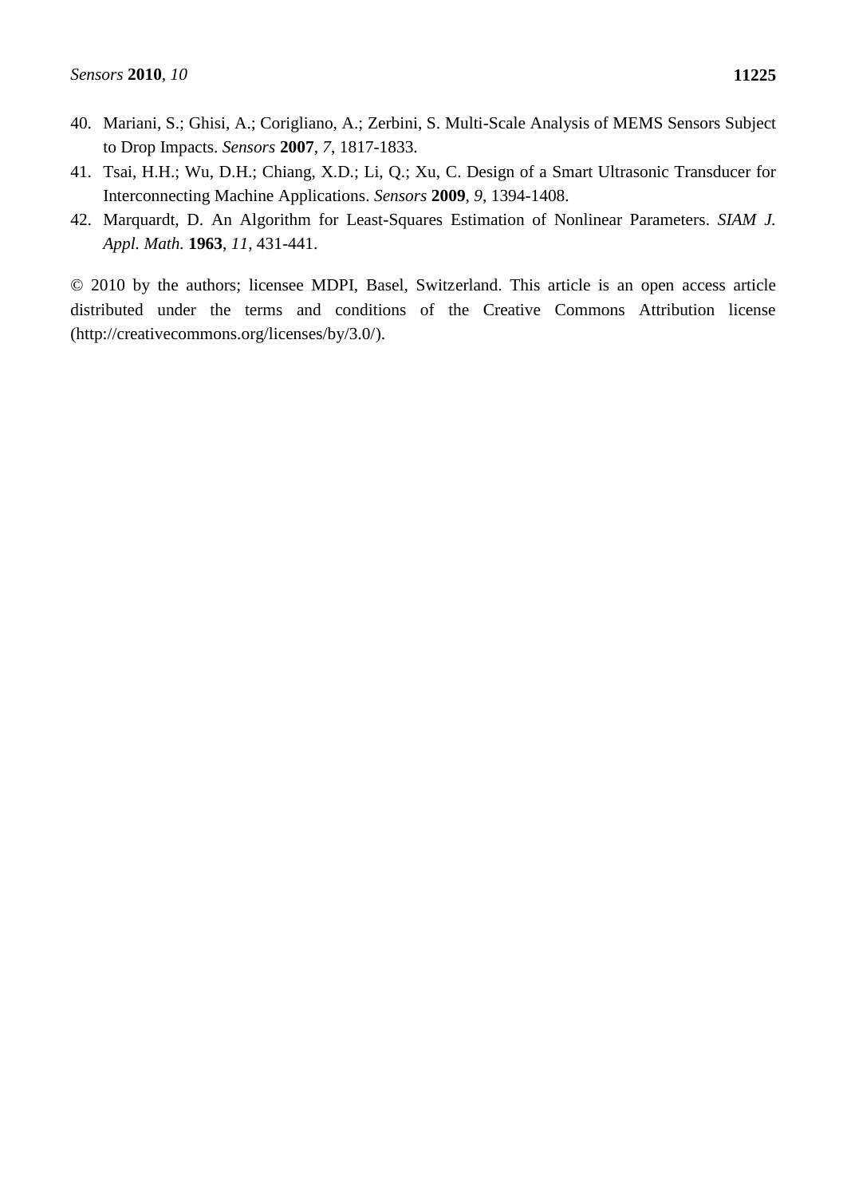40. Mariani, S.; Ghisi, A.; Corigliano, A.; Zerbini, S. Multi-Scale Analysis of MEMS Sensors Subject to Drop Impacts. *Sensors* **2007**, *7*, 1817-1833.
41. Tsai, H.H.; Wu, D.H.; Chiang, X.D.; Li, Q.; Xu, C. Design of a Smart Ultrasonic Transducer for Interconnecting Machine Applications. *Sensors* **2009**, *9*, 1394-1408.
42. Marquardt, D. An Algorithm for Least-Squares Estimation of Nonlinear Parameters. *SIAM J. Appl. Math.* **1963**, *11*, 431-441.

© 2010 by the authors; licensee MDPI, Basel, Switzerland. This article is an open access article distributed under the terms and conditions of the Creative Commons Attribution license (http://creativecommons.org/licenses/by/3.0/).